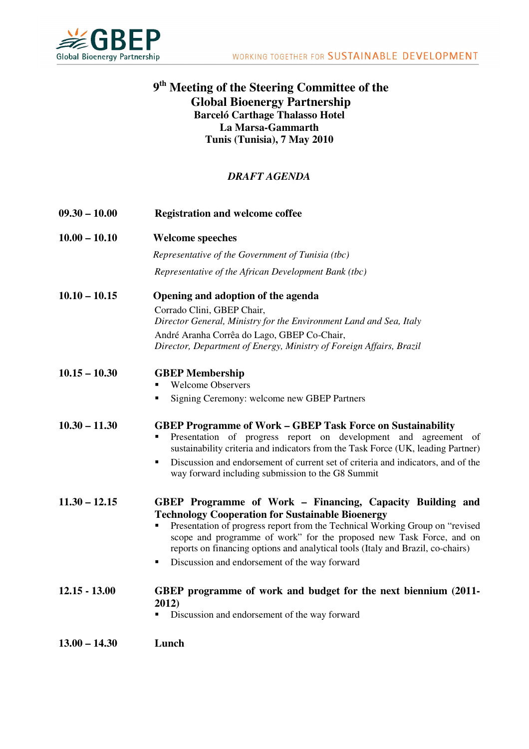# 9th Meeting of the Steering Committee of the Global Bioenergy Partnership

**Barceló Carthage Thalasso Hotel**
**La Marsa-Gammarth**
**Tunis (Tunisia), 7 May 2010**

***DRAFT AGENDA***

**09.30 – 10.00** **Registration and welcome coffee**

**10.00 – 10.10** **Welcome speeches**

*Representative of the Government of Tunisia (tbc)*

*Representative of the African Development Bank (tbc)*

**10.10 – 10.15** **Opening and adoption of the agenda**

Corrado Clini, GBEP Chair,
*Director General, Ministry for the Environment Land and Sea, Italy*

André Aranha Corrêa do Lago, GBEP Co-Chair,
*Director, Department of Energy, Ministry of Foreign Affairs, Brazil*

**10.15 – 10.30** **GBEP Membership**

- Welcome Observers
- Signing Ceremony: welcome new GBEP Partners

**10.30 – 11.30** **GBEP Programme of Work – GBEP Task Force on Sustainability**

- Presentation of progress report on development and agreement of sustainability criteria and indicators from the Task Force (UK, leading Partner)
- Discussion and endorsement of current set of criteria and indicators, and of the way forward including submission to the G8 Summit

**11.30 – 12.15** **GBEP Programme of Work – Financing, Capacity Building and Technology Cooperation for Sustainable Bioenergy**

- Presentation of progress report from the Technical Working Group on "revised scope and programme of work" for the proposed new Task Force, and on reports on financing options and analytical tools (Italy and Brazil, co-chairs)
- Discussion and endorsement of the way forward

**12.15 - 13.00** **GBEP programme of work and budget for the next biennium (2011-2012)**

- Discussion and endorsement of the way forward

**13.00 – 14.30** **Lunch**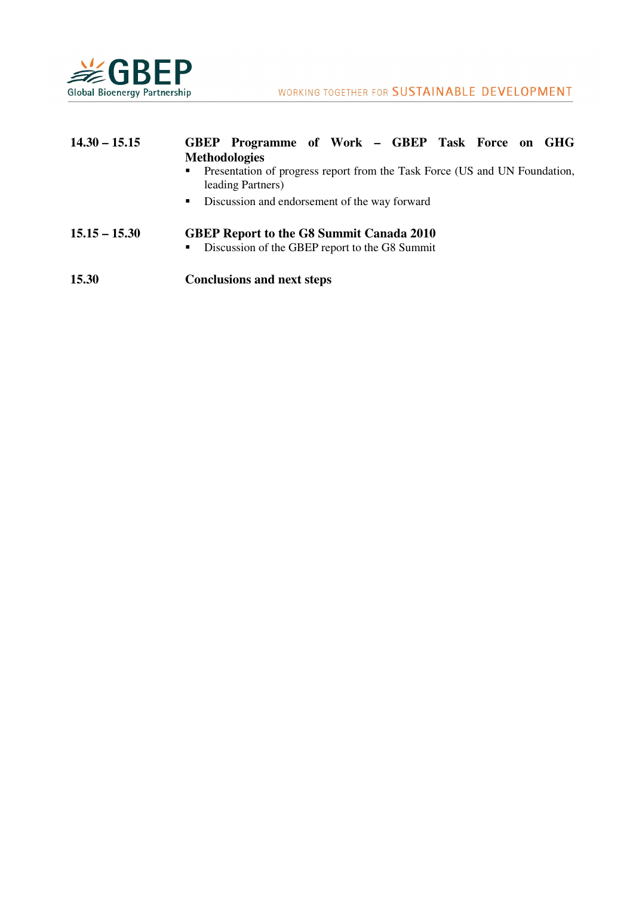**14.30 – 15.15** **GBEP Programme of Work – GBEP Task Force on GHG Methodologies**

- Presentation of progress report from the Task Force (US and UN Foundation, leading Partners)
- Discussion and endorsement of the way forward

**15.15 – 15.30** **GBEP Report to the G8 Summit Canada 2010**

- Discussion of the GBEP report to the G8 Summit

**15.30** **Conclusions and next steps**